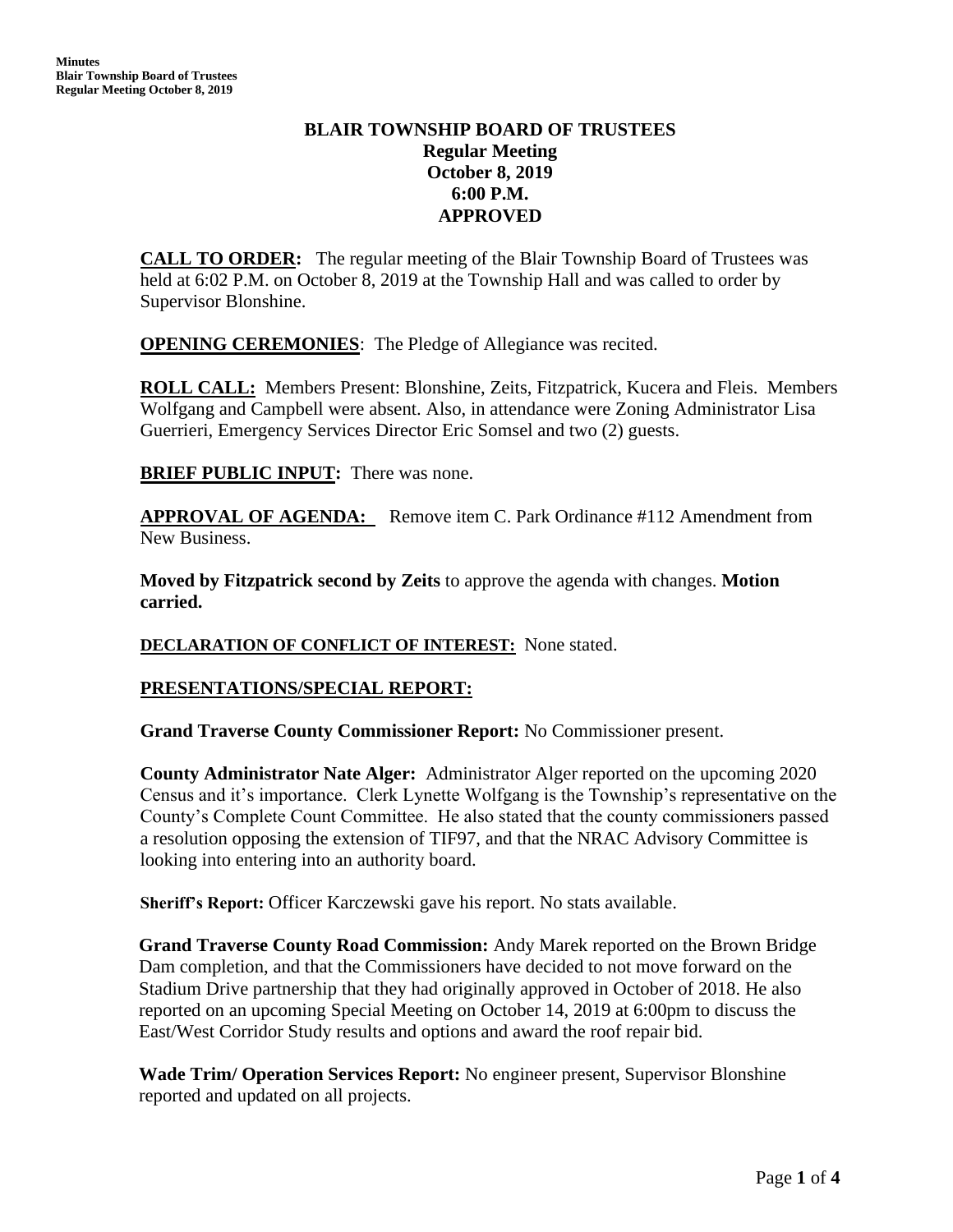# BLAIR TOWNSHIP BOARD OF TRUSTEES
## Regular Meeting
## October 8, 2019
## 6:00 P.M.
## APPROVED

**CALL TO ORDER:** The regular meeting of the Blair Township Board of Trustees was held at 6:02 P.M. on October 8, 2019 at the Township Hall and was called to order by Supervisor Blonshine.

**OPENING CEREMONIES**: The Pledge of Allegiance was recited.

**ROLL CALL:** Members Present: Blonshine, Zeits, Fitzpatrick, Kucera and Fleis. Members Wolfgang and Campbell were absent. Also, in attendance were Zoning Administrator Lisa Guerrieri, Emergency Services Director Eric Somsel and two (2) guests.

**BRIEF PUBLIC INPUT:** There was none.

**APPROVAL OF AGENDA:** Remove item C. Park Ordinance #112 Amendment from New Business.

**Moved by Fitzpatrick second by Zeits** to approve the agenda with changes. **Motion carried.**

**DECLARATION OF CONFLICT OF INTEREST:** None stated.

**PRESENTATIONS/SPECIAL REPORT:**

**Grand Traverse County Commissioner Report:** No Commissioner present.

**County Administrator Nate Alger:** Administrator Alger reported on the upcoming 2020 Census and it's importance. Clerk Lynette Wolfgang is the Township's representative on the County's Complete Count Committee. He also stated that the county commissioners passed a resolution opposing the extension of TIF97, and that the NRAC Advisory Committee is looking into entering into an authority board.

**Sheriff's Report:** Officer Karczewski gave his report. No stats available.

**Grand Traverse County Road Commission:** Andy Marek reported on the Brown Bridge Dam completion, and that the Commissioners have decided to not move forward on the Stadium Drive partnership that they had originally approved in October of 2018. He also reported on an upcoming Special Meeting on October 14, 2019 at 6:00pm to discuss the East/West Corridor Study results and options and award the roof repair bid.

**Wade Trim/ Operation Services Report:** No engineer present, Supervisor Blonshine reported and updated on all projects.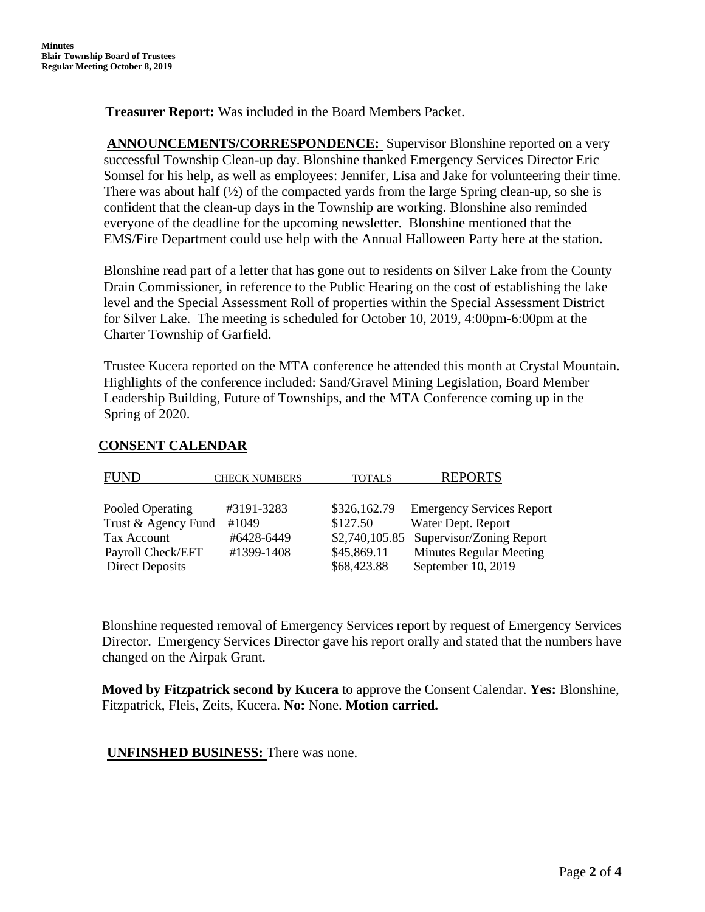**Treasurer Report:** Was included in the Board Members Packet.

**ANNOUNCEMENTS/CORRESPONDENCE:** Supervisor Blonshine reported on a very successful Township Clean-up day. Blonshine thanked Emergency Services Director Eric Somsel for his help, as well as employees: Jennifer, Lisa and Jake for volunteering their time. There was about half (½) of the compacted yards from the large Spring clean-up, so she is confident that the clean-up days in the Township are working. Blonshine also reminded everyone of the deadline for the upcoming newsletter. Blonshine mentioned that the EMS/Fire Department could use help with the Annual Halloween Party here at the station.

Blonshine read part of a letter that has gone out to residents on Silver Lake from the County Drain Commissioner, in reference to the Public Hearing on the cost of establishing the lake level and the Special Assessment Roll of properties within the Special Assessment District for Silver Lake. The meeting is scheduled for October 10, 2019, 4:00pm-6:00pm at the Charter Township of Garfield.

Trustee Kucera reported on the MTA conference he attended this month at Crystal Mountain. Highlights of the conference included: Sand/Gravel Mining Legislation, Board Member Leadership Building, Future of Townships, and the MTA Conference coming up in the Spring of 2020.

**CONSENT CALENDAR**

| FUND | CHECK NUMBERS | TOTALS | REPORTS |
|---|---|---|---|
| Pooled Operating | #3191-3283 | $326,162.79 | Emergency Services Report |
| Trust & Agency Fund | #1049 | $127.50 | Water Dept. Report |
| Tax Account | #6428-6449 | $2,740,105.85 | Supervisor/Zoning Report |
| Payroll Check/EFT | #1399-1408 | $45,869.11 | Minutes Regular Meeting |
| Direct Deposits | | $68,423.88 | September 10, 2019 |

Blonshine requested removal of Emergency Services report by request of Emergency Services Director. Emergency Services Director gave his report orally and stated that the numbers have changed on the Airpak Grant.

**Moved by Fitzpatrick second by Kucera** to approve the Consent Calendar. **Yes:** Blonshine, Fitzpatrick, Fleis, Zeits, Kucera. **No:** None. **Motion carried.**

**UNFINSHED BUSINESS:** There was none.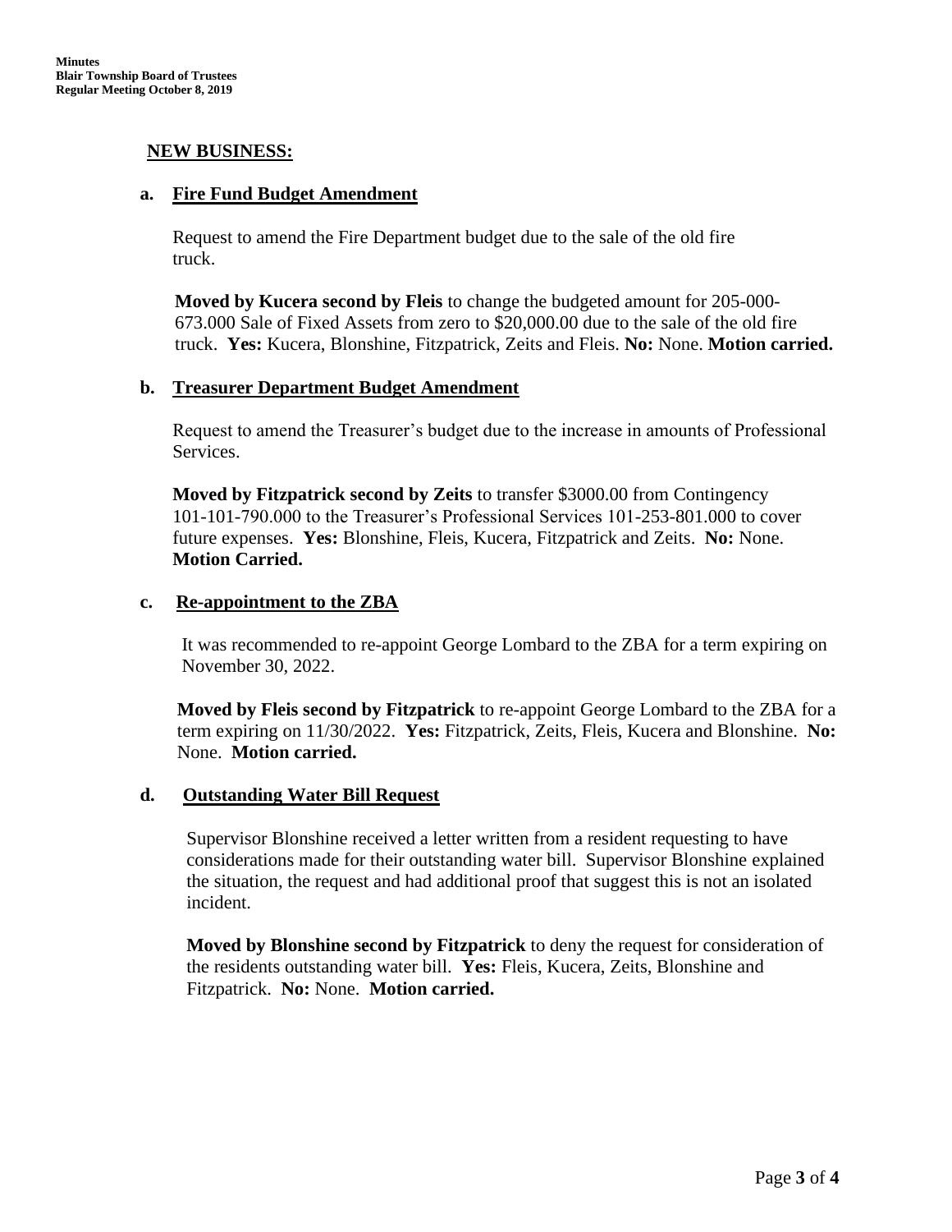## NEW BUSINESS:

### a. Fire Fund Budget Amendment

Request to amend the Fire Department budget due to the sale of the old fire truck.

**Moved by Kucera second by Fleis** to change the budgeted amount for 205-000-673.000 Sale of Fixed Assets from zero to $20,000.00 due to the sale of the old fire truck. **Yes:** Kucera, Blonshine, Fitzpatrick, Zeits and Fleis. **No:** None. **Motion carried.**

### b. Treasurer Department Budget Amendment

Request to amend the Treasurer's budget due to the increase in amounts of Professional Services.

**Moved by Fitzpatrick second by Zeits** to transfer $3000.00 from Contingency 101-101-790.000 to the Treasurer's Professional Services 101-253-801.000 to cover future expenses. **Yes:** Blonshine, Fleis, Kucera, Fitzpatrick and Zeits. **No:** None. **Motion Carried.**

### c. Re-appointment to the ZBA

It was recommended to re-appoint George Lombard to the ZBA for a term expiring on November 30, 2022.

**Moved by Fleis second by Fitzpatrick** to re-appoint George Lombard to the ZBA for a term expiring on 11/30/2022. **Yes:** Fitzpatrick, Zeits, Fleis, Kucera and Blonshine. **No:** None. **Motion carried.**

### d. Outstanding Water Bill Request

Supervisor Blonshine received a letter written from a resident requesting to have considerations made for their outstanding water bill. Supervisor Blonshine explained the situation, the request and had additional proof that suggest this is not an isolated incident.

**Moved by Blonshine second by Fitzpatrick** to deny the request for consideration of the residents outstanding water bill. **Yes:** Fleis, Kucera, Zeits, Blonshine and Fitzpatrick. **No:** None. **Motion carried.**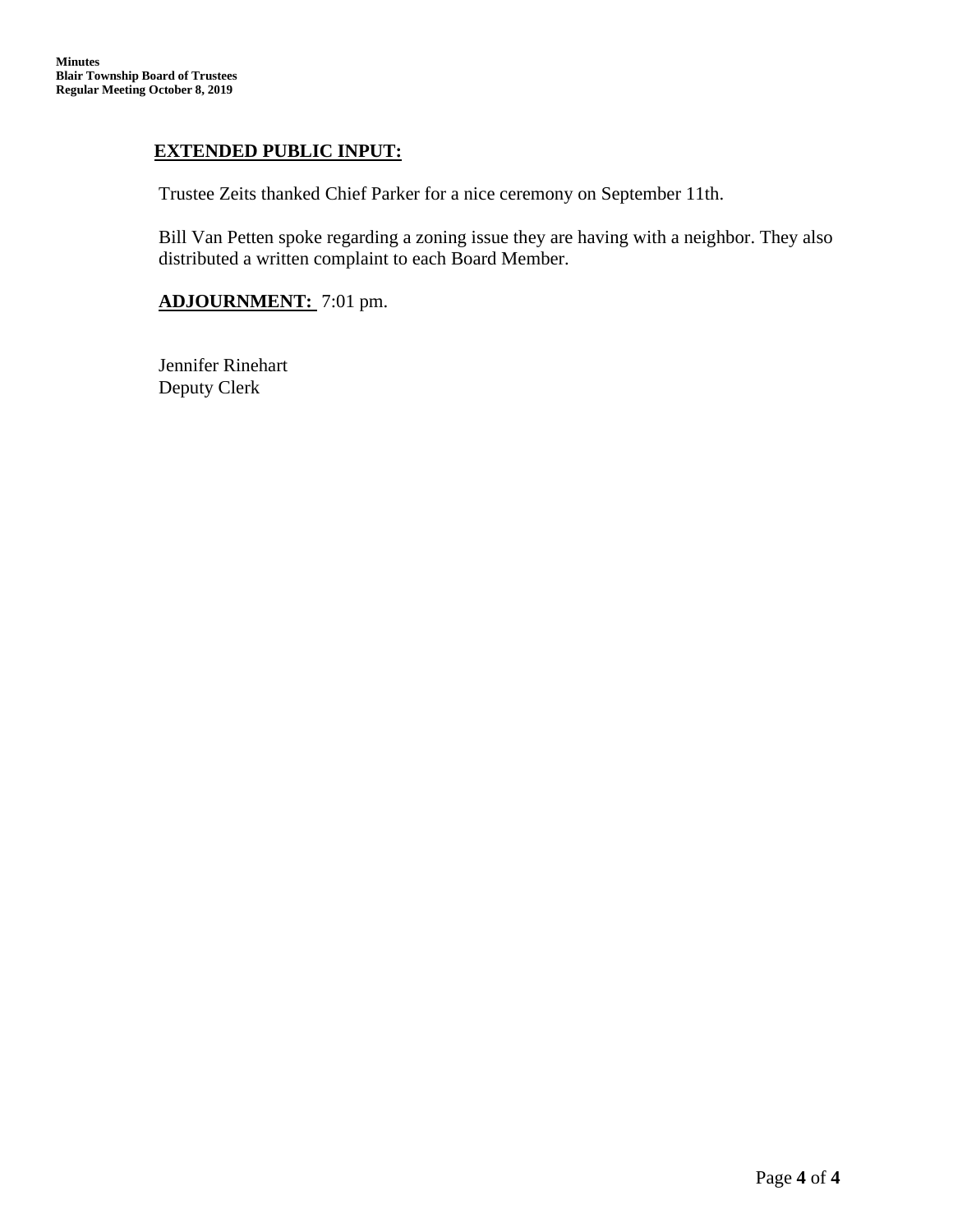**EXTENDED PUBLIC INPUT:**

Trustee Zeits thanked Chief Parker for a nice ceremony on September 11th.

Bill Van Petten spoke regarding a zoning issue they are having with a neighbor. They also distributed a written complaint to each Board Member.

**ADJOURNMENT:** 7:01 pm.

Jennifer Rinehart
Deputy Clerk